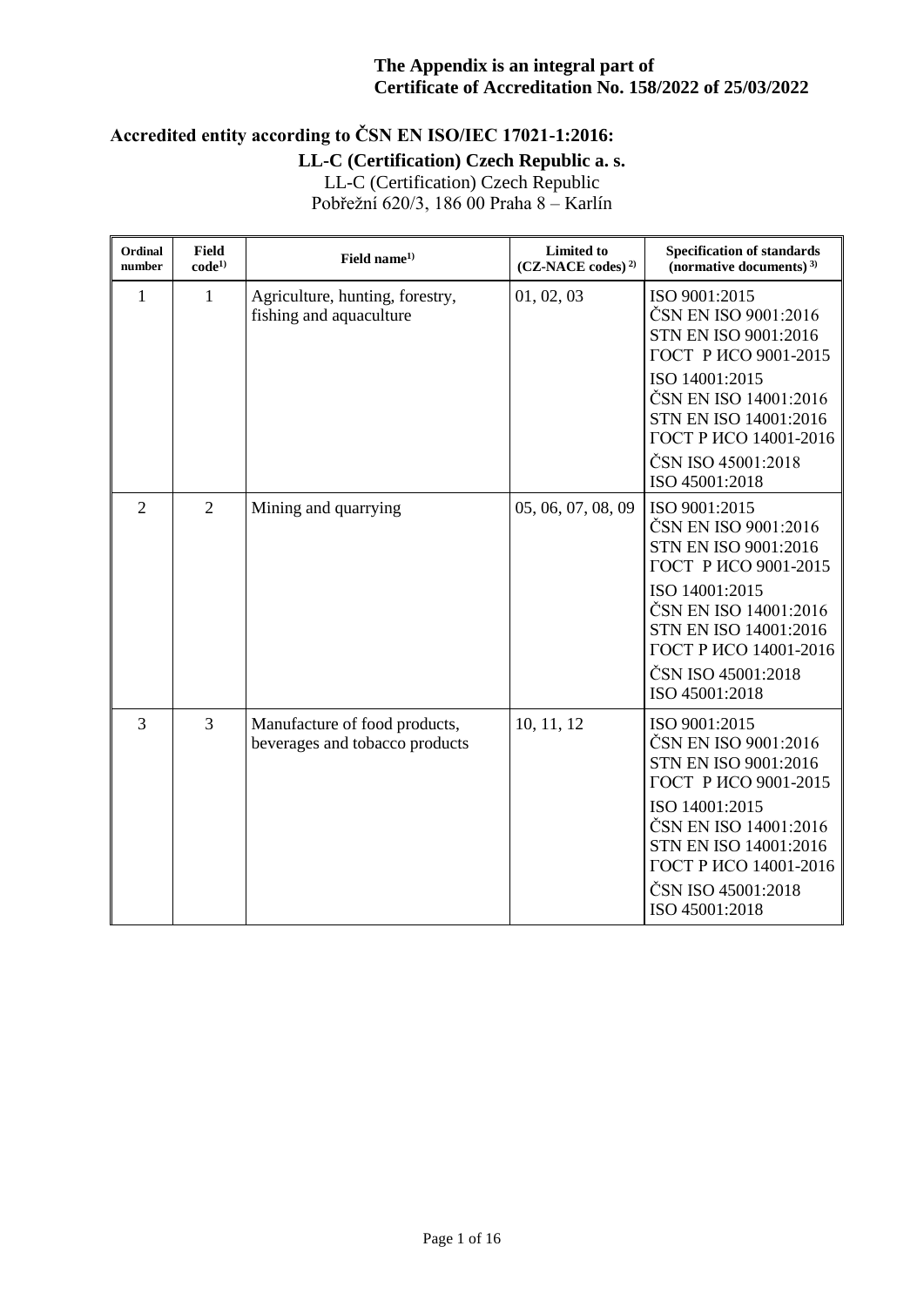**The Appendix is an integral part of**
**Certificate of Accreditation No. 158/2022 of 25/03/2022**

## Accredited entity according to ČSN EN ISO/IEC 17021-1:2016:

**LL-C (Certification) Czech Republic a. s.**

LL-C (Certification) Czech Republic
Pobřežní 620/3, 186 00 Praha 8 – Karlín

| Ordinal number | Field code[1)] | Field name[1)] | Limited to (CZ-NACE codes) [2)] | Specification of standards (normative documents) [3)] |
|---|---|---|---|---|
| 1 | 1 | Agriculture, hunting, forestry, fishing and aquaculture | 01, 02, 03 | ISO 9001:2015<br>ČSN EN ISO 9001:2016<br>STN EN ISO 9001:2016<br>ГОСТ Р ИСО 9001-2015<br>ISO 14001:2015<br>ČSN EN ISO 14001:2016<br>STN EN ISO 14001:2016<br>ГОСТ Р ИСО 14001-2016<br>ČSN ISO 45001:2018<br>ISO 45001:2018 |
| 2 | 2 | Mining and quarrying | 05, 06, 07, 08, 09 | ISO 9001:2015<br>ČSN EN ISO 9001:2016<br>STN EN ISO 9001:2016<br>ГОСТ Р ИСО 9001-2015<br>ISO 14001:2015<br>ČSN EN ISO 14001:2016<br>STN EN ISO 14001:2016<br>ГОСТ Р ИСО 14001-2016<br>ČSN ISO 45001:2018<br>ISO 45001:2018 |
| 3 | 3 | Manufacture of food products, beverages and tobacco products | 10, 11, 12 | ISO 9001:2015<br>ČSN EN ISO 9001:2016<br>STN EN ISO 9001:2016<br>ГОСТ Р ИСО 9001-2015<br>ISO 14001:2015<br>ČSN EN ISO 14001:2016<br>STN EN ISO 14001:2016<br>ГОСТ Р ИСО 14001-2016<br>ČSN ISO 45001:2018<br>ISO 45001:2018 |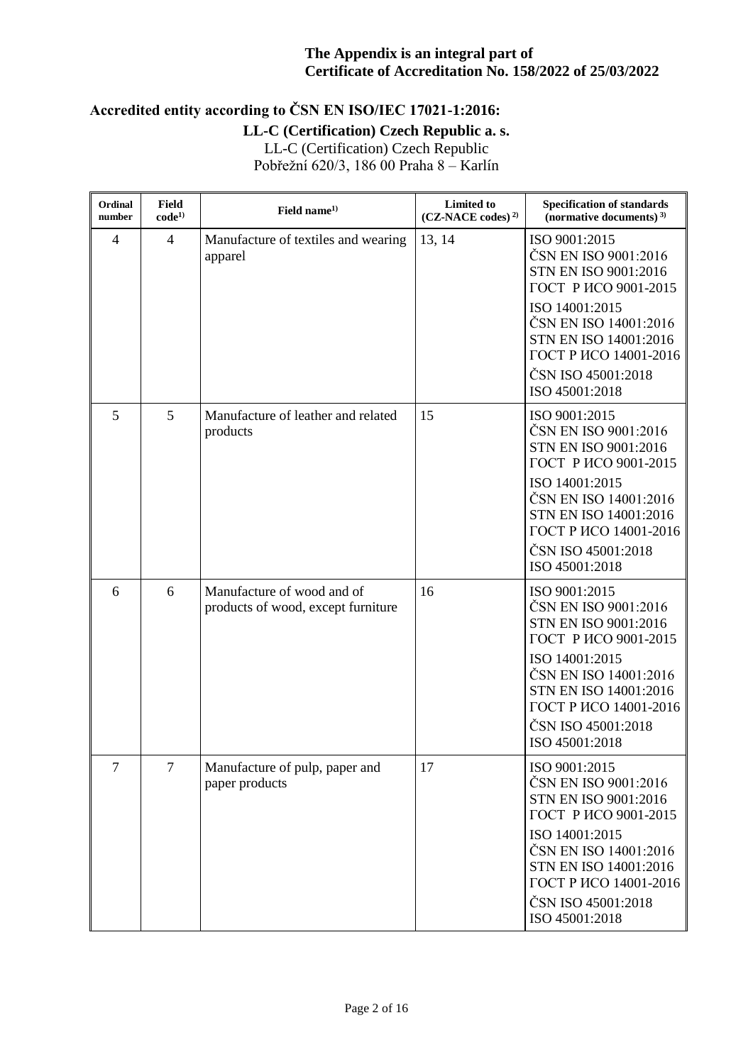**The Appendix is an integral part of Certificate of Accreditation No. 158/2022 of 25/03/2022**

## Accredited entity according to ČSN EN ISO/IEC 17021-1:2016:

**LL-C (Certification) Czech Republic a. s.**

LL-C (Certification) Czech Republic
Pobřežní 620/3, 186 00 Praha 8 – Karlín

| Ordinal number | Field code[1)] | Field name[1)] | Limited to (CZ-NACE codes) [2)] | Specification of standards (normative documents) [3)] |
|---|---|---|---|---|
| 4 | 4 | Manufacture of textiles and wearing apparel | 13, 14 | ISO 9001:2015<br>ČSN EN ISO 9001:2016<br>STN EN ISO 9001:2016<br>ГОСТ Р ИСО 9001-2015<br>ISO 14001:2015<br>ČSN EN ISO 14001:2016<br>STN EN ISO 14001:2016<br>ГОСТ Р ИСО 14001-2016<br>ČSN ISO 45001:2018<br>ISO 45001:2018 |
| 5 | 5 | Manufacture of leather and related products | 15 | ISO 9001:2015<br>ČSN EN ISO 9001:2016<br>STN EN ISO 9001:2016<br>ГОСТ Р ИСО 9001-2015<br>ISO 14001:2015<br>ČSN EN ISO 14001:2016<br>STN EN ISO 14001:2016<br>ГОСТ Р ИСО 14001-2016<br>ČSN ISO 45001:2018<br>ISO 45001:2018 |
| 6 | 6 | Manufacture of wood and of products of wood, except furniture | 16 | ISO 9001:2015<br>ČSN EN ISO 9001:2016<br>STN EN ISO 9001:2016<br>ГОСТ Р ИСО 9001-2015<br>ISO 14001:2015<br>ČSN EN ISO 14001:2016<br>STN EN ISO 14001:2016<br>ГОСТ Р ИСО 14001-2016<br>ČSN ISO 45001:2018<br>ISO 45001:2018 |
| 7 | 7 | Manufacture of pulp, paper and paper products | 17 | ISO 9001:2015<br>ČSN EN ISO 9001:2016<br>STN EN ISO 9001:2016<br>ГОСТ Р ИСО 9001-2015<br>ISO 14001:2015<br>ČSN EN ISO 14001:2016<br>STN EN ISO 14001:2016<br>ГОСТ Р ИСО 14001-2016<br>ČSN ISO 45001:2018<br>ISO 45001:2018 |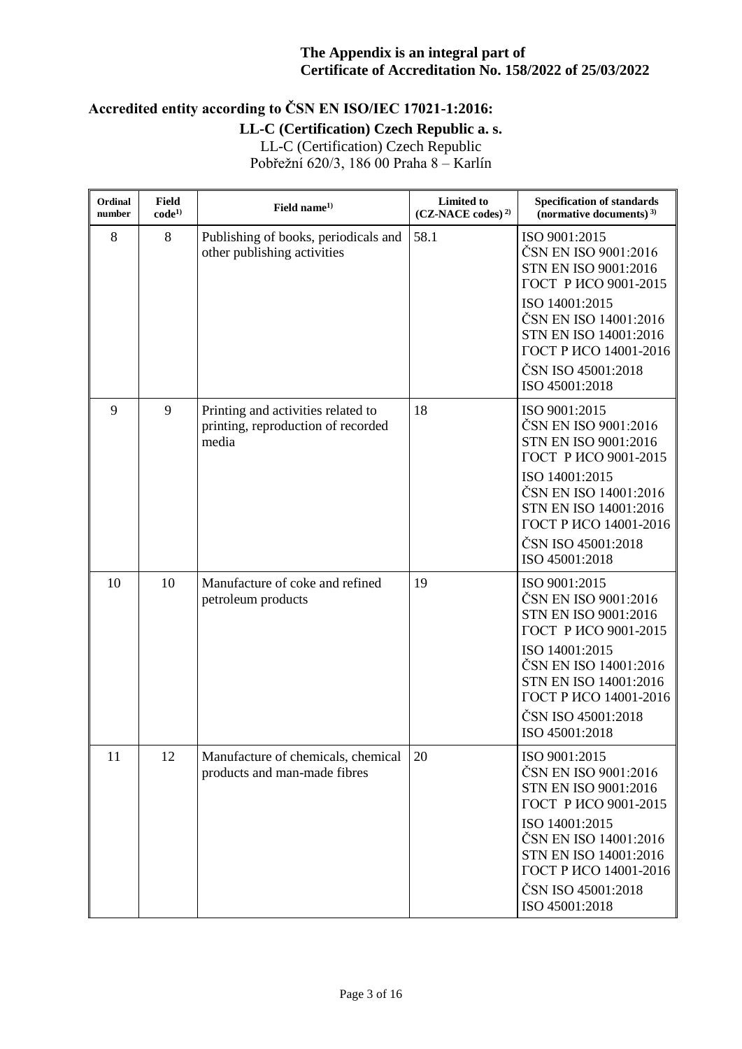**The Appendix is an integral part of**
**Certificate of Accreditation No. 158/2022 of 25/03/2022**

## Accredited entity according to ČSN EN ISO/IEC 17021-1:2016:

**LL-C (Certification) Czech Republic a. s.**
LL-C (Certification) Czech Republic
Pobřežní 620/3, 186 00 Praha 8 – Karlín

| Ordinal number | Field code[1)] | Field name[1)] | Limited to (CZ-NACE codes)[2)] | Specification of standards (normative documents)[3)] |
|---|---|---|---|---|
| 8 | 8 | Publishing of books, periodicals and other publishing activities | 58.1 | ISO 9001:2015<br>ČSN EN ISO 9001:2016<br>STN EN ISO 9001:2016<br>ГОСТ Р ИСО 9001-2015<br>ISO 14001:2015<br>ČSN EN ISO 14001:2016<br>STN EN ISO 14001:2016<br>ГОСТ Р ИСО 14001-2016<br>ČSN ISO 45001:2018<br>ISO 45001:2018 |
| 9 | 9 | Printing and activities related to printing, reproduction of recorded media | 18 | ISO 9001:2015<br>ČSN EN ISO 9001:2016<br>STN EN ISO 9001:2016<br>ГОСТ Р ИСО 9001-2015<br>ISO 14001:2015<br>ČSN EN ISO 14001:2016<br>STN EN ISO 14001:2016<br>ГОСТ Р ИСО 14001-2016<br>ČSN ISO 45001:2018<br>ISO 45001:2018 |
| 10 | 10 | Manufacture of coke and refined petroleum products | 19 | ISO 9001:2015<br>ČSN EN ISO 9001:2016<br>STN EN ISO 9001:2016<br>ГОСТ Р ИСО 9001-2015<br>ISO 14001:2015<br>ČSN EN ISO 14001:2016<br>STN EN ISO 14001:2016<br>ГОСТ Р ИСО 14001-2016<br>ČSN ISO 45001:2018<br>ISO 45001:2018 |
| 11 | 12 | Manufacture of chemicals, chemical products and man-made fibres | 20 | ISO 9001:2015<br>ČSN EN ISO 9001:2016<br>STN EN ISO 9001:2016<br>ГОСТ Р ИСО 9001-2015<br>ISO 14001:2015<br>ČSN EN ISO 14001:2016<br>STN EN ISO 14001:2016<br>ГОСТ Р ИСО 14001-2016<br>ČSN ISO 45001:2018<br>ISO 45001:2018 |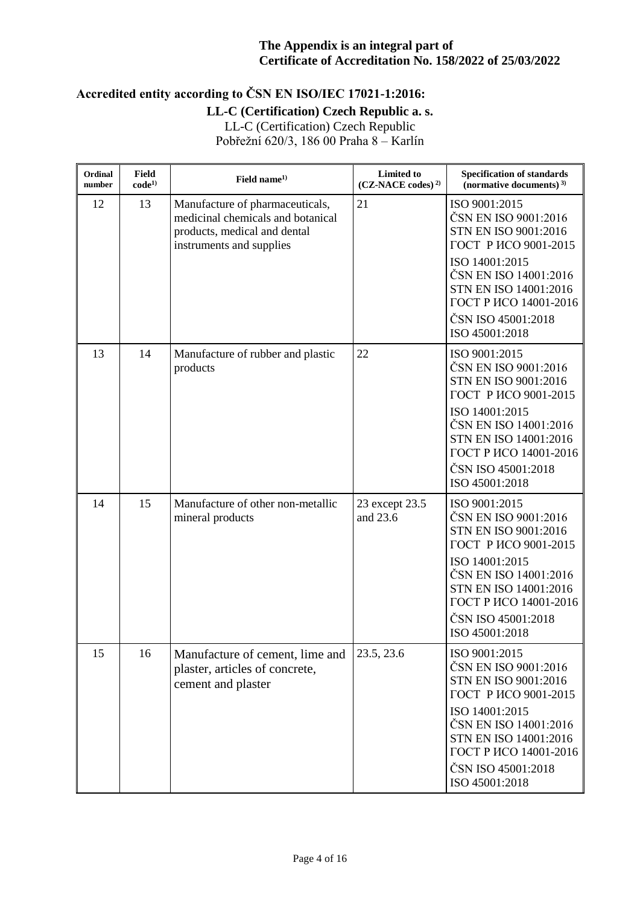**The Appendix is an integral part of Certificate of Accreditation No. 158/2022 of 25/03/2022**

## Accredited entity according to ČSN EN ISO/IEC 17021-1:2016:

**LL-C (Certification) Czech Republic a. s.**

LL-C (Certification) Czech Republic
Pobřežní 620/3, 186 00 Praha 8 – Karlín

| Ordinal number | Field code[1)] | Field name[1)] | Limited to (CZ-NACE codes) [2)] | Specification of standards (normative documents) [3)] |
|---|---|---|---|---|
| 12 | 13 | Manufacture of pharmaceuticals, medicinal chemicals and botanical products, medical and dental instruments and supplies | 21 | ISO 9001:2015<br>ČSN EN ISO 9001:2016<br>STN EN ISO 9001:2016<br>ГОСТ Р ИСО 9001-2015<br>ISO 14001:2015<br>ČSN EN ISO 14001:2016<br>STN EN ISO 14001:2016<br>ГОСТ Р ИСО 14001-2016<br>ČSN ISO 45001:2018<br>ISO 45001:2018 |
| 13 | 14 | Manufacture of rubber and plastic products | 22 | ISO 9001:2015<br>ČSN EN ISO 9001:2016<br>STN EN ISO 9001:2016<br>ГОСТ Р ИСО 9001-2015<br>ISO 14001:2015<br>ČSN EN ISO 14001:2016<br>STN EN ISO 14001:2016<br>ГОСТ Р ИСО 14001-2016<br>ČSN ISO 45001:2018<br>ISO 45001:2018 |
| 14 | 15 | Manufacture of other non-metallic mineral products | 23 except 23.5 and 23.6 | ISO 9001:2015<br>ČSN EN ISO 9001:2016<br>STN EN ISO 9001:2016<br>ГОСТ Р ИСО 9001-2015<br>ISO 14001:2015<br>ČSN EN ISO 14001:2016<br>STN EN ISO 14001:2016<br>ГОСТ Р ИСО 14001-2016<br>ČSN ISO 45001:2018<br>ISO 45001:2018 |
| 15 | 16 | Manufacture of cement, lime and plaster, articles of concrete, cement and plaster | 23.5, 23.6 | ISO 9001:2015<br>ČSN EN ISO 9001:2016<br>STN EN ISO 9001:2016<br>ГОСТ Р ИСО 9001-2015<br>ISO 14001:2015<br>ČSN EN ISO 14001:2016<br>STN EN ISO 14001:2016<br>ГОСТ Р ИСО 14001-2016<br>ČSN ISO 45001:2018<br>ISO 45001:2018 |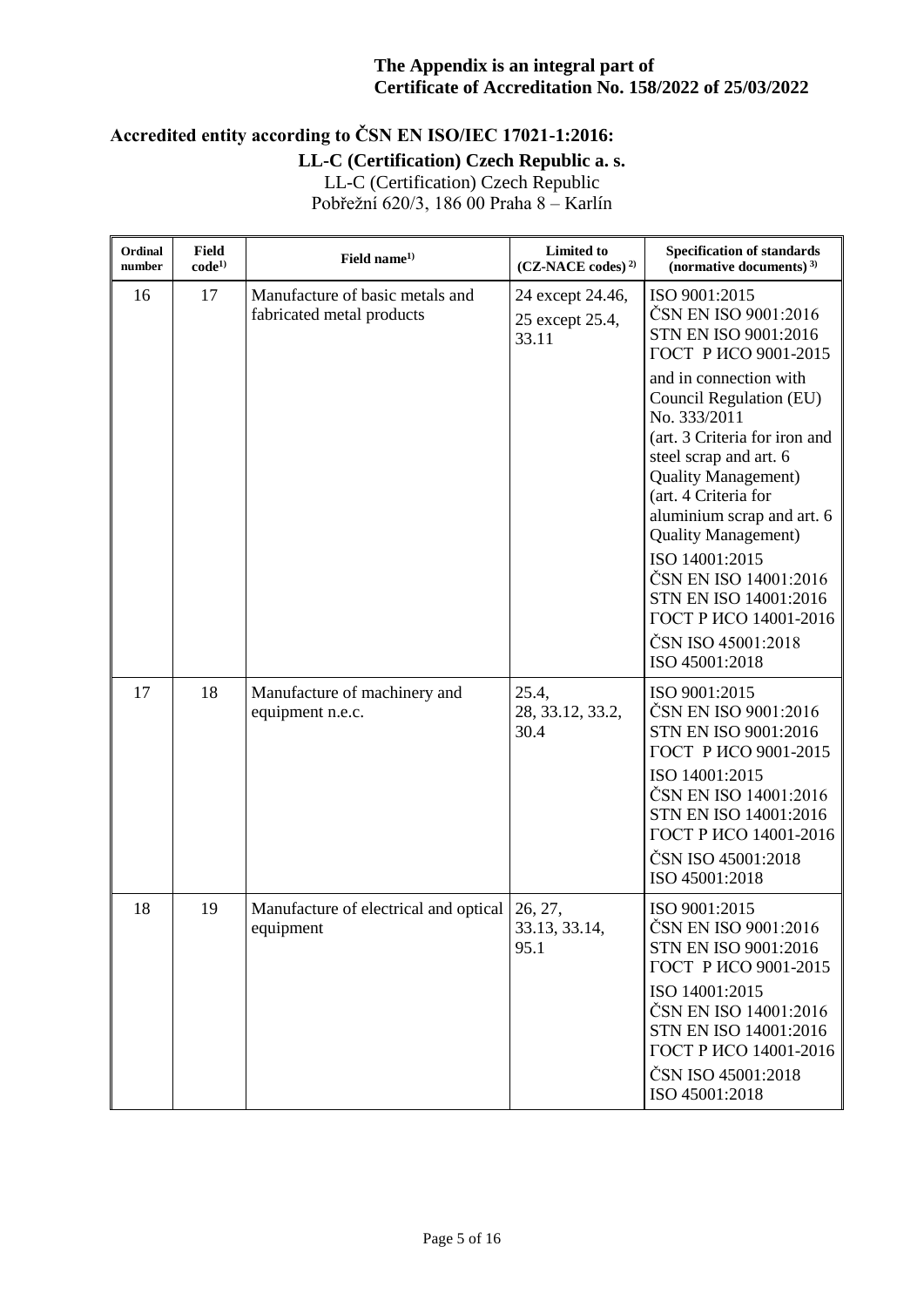**The Appendix is an integral part of Certificate of Accreditation No. 158/2022 of 25/03/2022**

## Accredited entity according to ČSN EN ISO/IEC 17021-1:2016:

**LL-C (Certification) Czech Republic a. s.**

LL-C (Certification) Czech Republic
Pobřežní 620/3, 186 00 Praha 8 – Karlín

| Ordinal number | Field code[1)] | Field name[1)] | Limited to (CZ-NACE codes)[2)] | Specification of standards (normative documents)[3)] |
|---|---|---|---|---|
| 16 | 17 | Manufacture of basic metals and fabricated metal products | 24 except 24.46, 25 except 25.4, 33.11 | ISO 9001:2015<br>ČSN EN ISO 9001:2016<br>STN EN ISO 9001:2016<br>ГОСТ Р ИСО 9001-2015<br>and in connection with Council Regulation (EU) No. 333/2011<br>(art. 3 Criteria for iron and steel scrap and art. 6 Quality Management)<br>(art. 4 Criteria for aluminium scrap and art. 6 Quality Management)<br>ISO 14001:2015<br>ČSN EN ISO 14001:2016<br>STN EN ISO 14001:2016<br>ГОСТ Р ИСО 14001-2016<br>ČSN ISO 45001:2018<br>ISO 45001:2018 |
| 17 | 18 | Manufacture of machinery and equipment n.e.c. | 25.4, 28, 33.12, 33.2, 30.4 | ISO 9001:2015<br>ČSN EN ISO 9001:2016<br>STN EN ISO 9001:2016<br>ГОСТ Р ИСО 9001-2015<br>ISO 14001:2015<br>ČSN EN ISO 14001:2016<br>STN EN ISO 14001:2016<br>ГОСТ Р ИСО 14001-2016<br>ČSN ISO 45001:2018<br>ISO 45001:2018 |
| 18 | 19 | Manufacture of electrical and optical equipment | 26, 27, 33.13, 33.14, 95.1 | ISO 9001:2015<br>ČSN EN ISO 9001:2016<br>STN EN ISO 9001:2016<br>ГОСТ Р ИСО 9001-2015<br>ISO 14001:2015<br>ČSN EN ISO 14001:2016<br>STN EN ISO 14001:2016<br>ГОСТ Р ИСО 14001-2016<br>ČSN ISO 45001:2018<br>ISO 45001:2018 |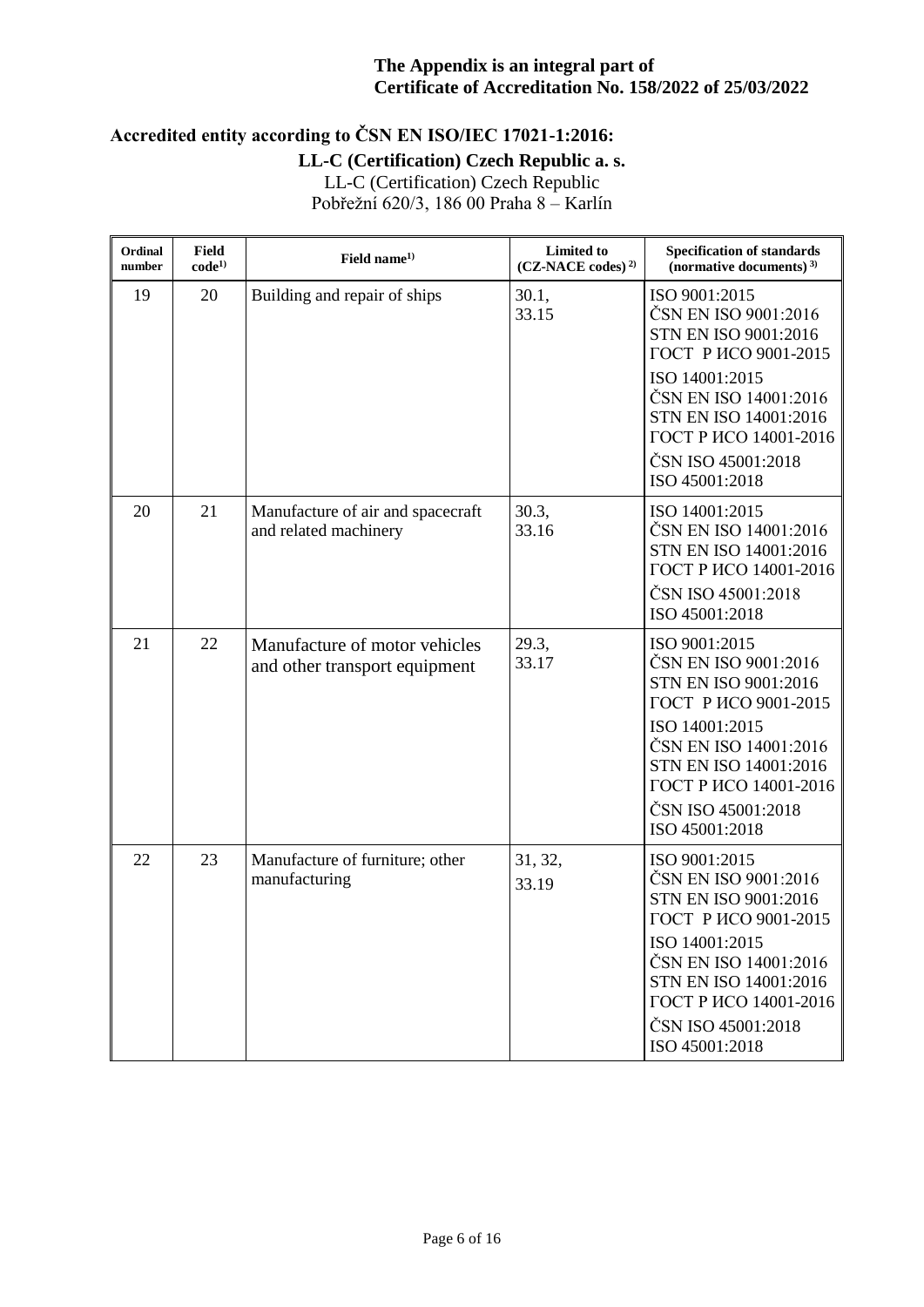**The Appendix is an integral part of Certificate of Accreditation No. 158/2022 of 25/03/2022**

## Accredited entity according to ČSN EN ISO/IEC 17021-1:2016:

**LL-C (Certification) Czech Republic a. s.**

LL-C (Certification) Czech Republic
Pobřežní 620/3, 186 00 Praha 8 – Karlín

| Ordinal number | Field code[1)] | Field name[1)] | Limited to (CZ-NACE codes) [2)] | Specification of standards (normative documents) [3)] |
|---|---|---|---|---|
| 19 | 20 | Building and repair of ships | 30.1, 33.15 | ISO 9001:2015<br>ČSN EN ISO 9001:2016<br>STN EN ISO 9001:2016<br>ГОСТ Р ИСО 9001-2015<br>ISO 14001:2015<br>ČSN EN ISO 14001:2016<br>STN EN ISO 14001:2016<br>ГОСТ Р ИСО 14001-2016<br>ČSN ISO 45001:2018<br>ISO 45001:2018 |
| 20 | 21 | Manufacture of air and spacecraft and related machinery | 30.3, 33.16 | ISO 14001:2015<br>ČSN EN ISO 14001:2016<br>STN EN ISO 14001:2016<br>ГОСТ Р ИСО 14001-2016<br>ČSN ISO 45001:2018<br>ISO 45001:2018 |
| 21 | 22 | Manufacture of motor vehicles and other transport equipment | 29.3, 33.17 | ISO 9001:2015<br>ČSN EN ISO 9001:2016<br>STN EN ISO 9001:2016<br>ГОСТ Р ИСО 9001-2015<br>ISO 14001:2015<br>ČSN EN ISO 14001:2016<br>STN EN ISO 14001:2016<br>ГОСТ Р ИСО 14001-2016<br>ČSN ISO 45001:2018<br>ISO 45001:2018 |
| 22 | 23 | Manufacture of furniture; other manufacturing | 31, 32, 33.19 | ISO 9001:2015<br>ČSN EN ISO 9001:2016<br>STN EN ISO 9001:2016<br>ГОСТ Р ИСО 9001-2015<br>ISO 14001:2015<br>ČSN EN ISO 14001:2016<br>STN EN ISO 14001:2016<br>ГОСТ Р ИСО 14001-2016<br>ČSN ISO 45001:2018<br>ISO 45001:2018 |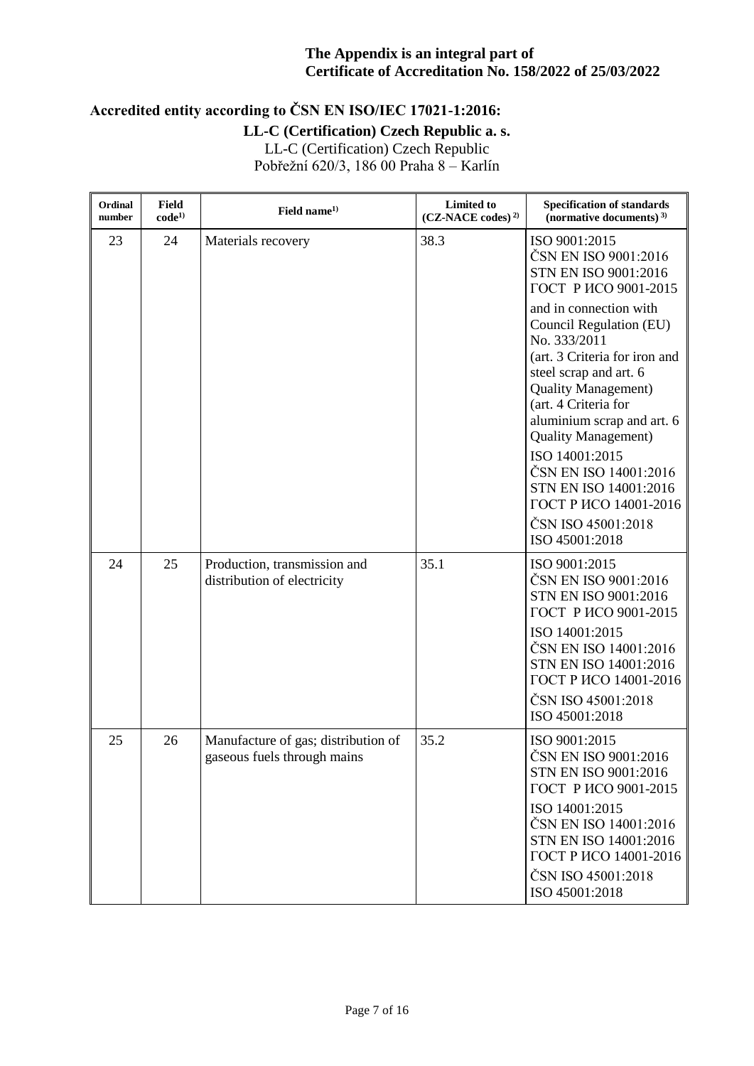**The Appendix is an integral part of Certificate of Accreditation No. 158/2022 of 25/03/2022**

**Accredited entity according to ČSN EN ISO/IEC 17021-1:2016:**

**LL-C (Certification) Czech Republic a. s.**

LL-C (Certification) Czech Republic
Pobřežní 620/3, 186 00 Praha 8 – Karlín

| Ordinal number | Field code[1)] | Field name[1)] | Limited to (CZ-NACE codes) [2)] | Specification of standards (normative documents) [3)] |
|---|---|---|---|---|
| 23 | 24 | Materials recovery | 38.3 | ISO 9001:2015<br>ČSN EN ISO 9001:2016<br>STN EN ISO 9001:2016<br>ГОСТ Р ИСО 9001-2015<br>and in connection with Council Regulation (EU) No. 333/2011<br>(art. 3 Criteria for iron and steel scrap and art. 6 Quality Management)<br>(art. 4 Criteria for aluminium scrap and art. 6 Quality Management)<br>ISO 14001:2015<br>ČSN EN ISO 14001:2016<br>STN EN ISO 14001:2016<br>ГОСТ Р ИСО 14001-2016<br>ČSN ISO 45001:2018<br>ISO 45001:2018 |
| 24 | 25 | Production, transmission and distribution of electricity | 35.1 | ISO 9001:2015<br>ČSN EN ISO 9001:2016<br>STN EN ISO 9001:2016<br>ГОСТ Р ИСО 9001-2015<br>ISO 14001:2015<br>ČSN EN ISO 14001:2016<br>STN EN ISO 14001:2016<br>ГОСТ Р ИСО 14001-2016<br>ČSN ISO 45001:2018<br>ISO 45001:2018 |
| 25 | 26 | Manufacture of gas; distribution of gaseous fuels through mains | 35.2 | ISO 9001:2015<br>ČSN EN ISO 9001:2016<br>STN EN ISO 9001:2016<br>ГОСТ Р ИСО 9001-2015<br>ISO 14001:2015<br>ČSN EN ISO 14001:2016<br>STN EN ISO 14001:2016<br>ГОСТ Р ИСО 14001-2016<br>ČSN ISO 45001:2018<br>ISO 45001:2018 |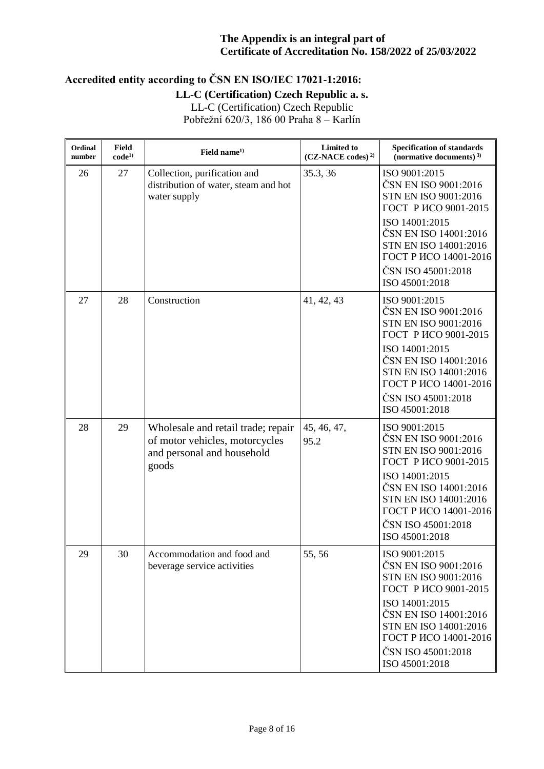**The Appendix is an integral part of Certificate of Accreditation No. 158/2022 of 25/03/2022**

## Accredited entity according to ČSN EN ISO/IEC 17021-1:2016:

**LL-C (Certification) Czech Republic a. s.**

LL-C (Certification) Czech Republic
Pobřežní 620/3, 186 00 Praha 8 – Karlín

| Ordinal number | Field code[1)] | Field name[1)] | Limited to (CZ-NACE codes) [2)] | Specification of standards (normative documents) [3)] |
|---|---|---|---|---|
| 26 | 27 | Collection, purification and distribution of water, steam and hot water supply | 35.3, 36 | ISO 9001:2015<br>ČSN EN ISO 9001:2016<br>STN EN ISO 9001:2016<br>ГОСТ Р ИСО 9001-2015<br>ISO 14001:2015<br>ČSN EN ISO 14001:2016<br>STN EN ISO 14001:2016<br>ГОСТ Р ИСО 14001-2016<br>ČSN ISO 45001:2018<br>ISO 45001:2018 |
| 27 | 28 | Construction | 41, 42, 43 | ISO 9001:2015<br>ČSN EN ISO 9001:2016<br>STN EN ISO 9001:2016<br>ГОСТ Р ИСО 9001-2015<br>ISO 14001:2015<br>ČSN EN ISO 14001:2016<br>STN EN ISO 14001:2016<br>ГОСТ Р ИСО 14001-2016<br>ČSN ISO 45001:2018<br>ISO 45001:2018 |
| 28 | 29 | Wholesale and retail trade; repair of motor vehicles, motorcycles and personal and household goods | 45, 46, 47, 95.2 | ISO 9001:2015<br>ČSN EN ISO 9001:2016<br>STN EN ISO 9001:2016<br>ГОСТ Р ИСО 9001-2015<br>ISO 14001:2015<br>ČSN EN ISO 14001:2016<br>STN EN ISO 14001:2016<br>ГОСТ Р ИСО 14001-2016<br>ČSN ISO 45001:2018<br>ISO 45001:2018 |
| 29 | 30 | Accommodation and food and beverage service activities | 55, 56 | ISO 9001:2015<br>ČSN EN ISO 9001:2016<br>STN EN ISO 9001:2016<br>ГОСТ Р ИСО 9001-2015<br>ISO 14001:2015<br>ČSN EN ISO 14001:2016<br>STN EN ISO 14001:2016<br>ГОСТ Р ИСО 14001-2016<br>ČSN ISO 45001:2018<br>ISO 45001:2018 |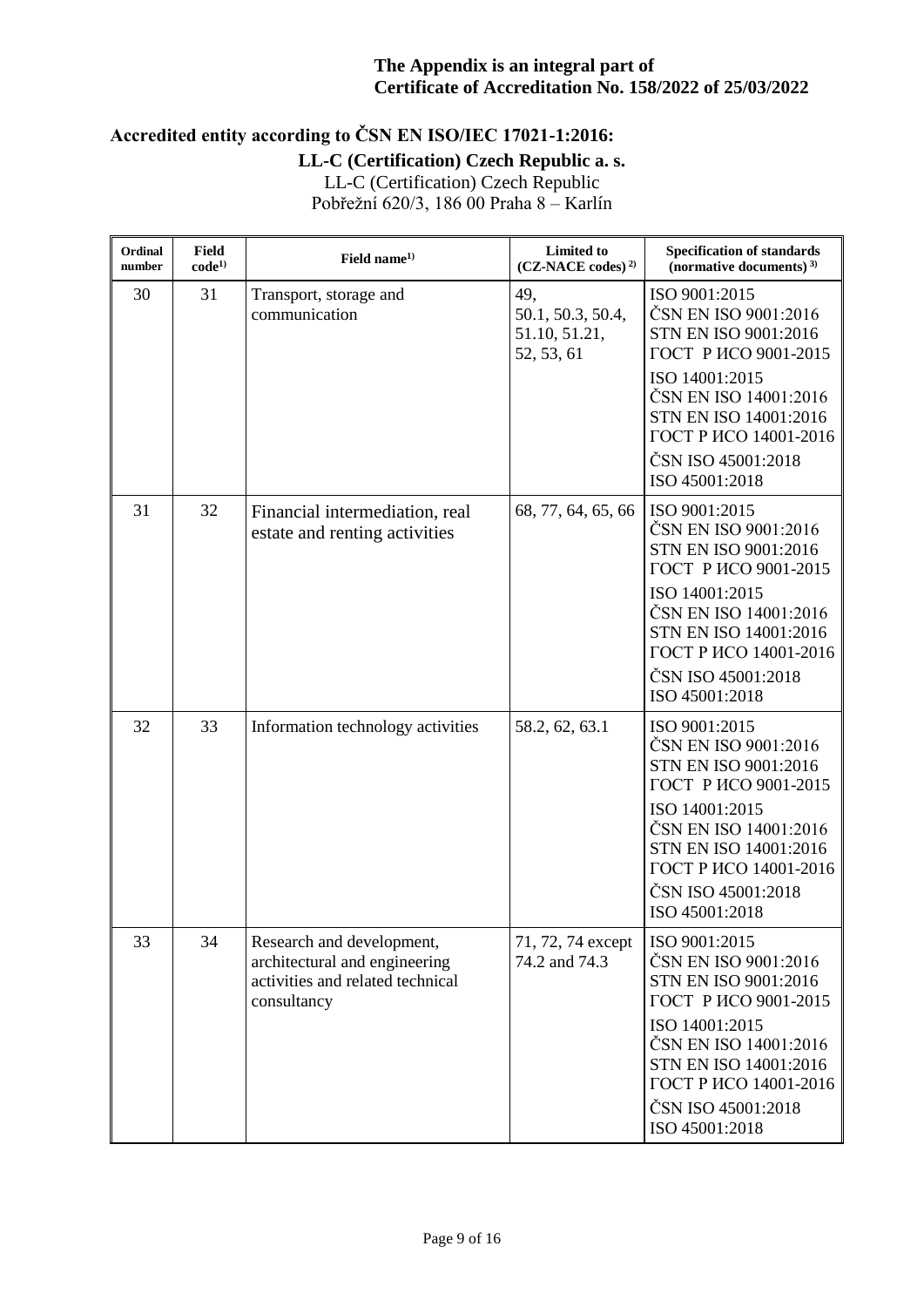**The Appendix is an integral part of Certificate of Accreditation No. 158/2022 of 25/03/2022**

## Accredited entity according to ČSN EN ISO/IEC 17021-1:2016:

**LL-C (Certification) Czech Republic a. s.**

LL-C (Certification) Czech Republic
Pobřežní 620/3, 186 00 Praha 8 – Karlín

| Ordinal number | Field code[1)] | Field name[1)] | Limited to (CZ-NACE codes)[2)] | Specification of standards (normative documents)[3)] |
|---|---|---|---|---|
| 30 | 31 | Transport, storage and communication | 49, 50.1, 50.3, 50.4, 51.10, 51.21, 52, 53, 61 | ISO 9001:2015<br>ČSN EN ISO 9001:2016<br>STN EN ISO 9001:2016<br>ГОСТ Р ИСО 9001-2015<br>ISO 14001:2015<br>ČSN EN ISO 14001:2016<br>STN EN ISO 14001:2016<br>ГОСТ Р ИСО 14001-2016<br>ČSN ISO 45001:2018<br>ISO 45001:2018 |
| 31 | 32 | Financial intermediation, real estate and renting activities | 68, 77, 64, 65, 66 | ISO 9001:2015<br>ČSN EN ISO 9001:2016<br>STN EN ISO 9001:2016<br>ГОСТ Р ИСО 9001-2015<br>ISO 14001:2015<br>ČSN EN ISO 14001:2016<br>STN EN ISO 14001:2016<br>ГОСТ Р ИСО 14001-2016<br>ČSN ISO 45001:2018<br>ISO 45001:2018 |
| 32 | 33 | Information technology activities | 58.2, 62, 63.1 | ISO 9001:2015<br>ČSN EN ISO 9001:2016<br>STN EN ISO 9001:2016<br>ГОСТ Р ИСО 9001-2015<br>ISO 14001:2015<br>ČSN EN ISO 14001:2016<br>STN EN ISO 14001:2016<br>ГОСТ Р ИСО 14001-2016<br>ČSN ISO 45001:2018<br>ISO 45001:2018 |
| 33 | 34 | Research and development, architectural and engineering activities and related technical consultancy | 71, 72, 74 except 74.2 and 74.3 | ISO 9001:2015<br>ČSN EN ISO 9001:2016<br>STN EN ISO 9001:2016<br>ГОСТ Р ИСО 9001-2015<br>ISO 14001:2015<br>ČSN EN ISO 14001:2016<br>STN EN ISO 14001:2016<br>ГОСТ Р ИСО 14001-2016<br>ČSN ISO 45001:2018<br>ISO 45001:2018 |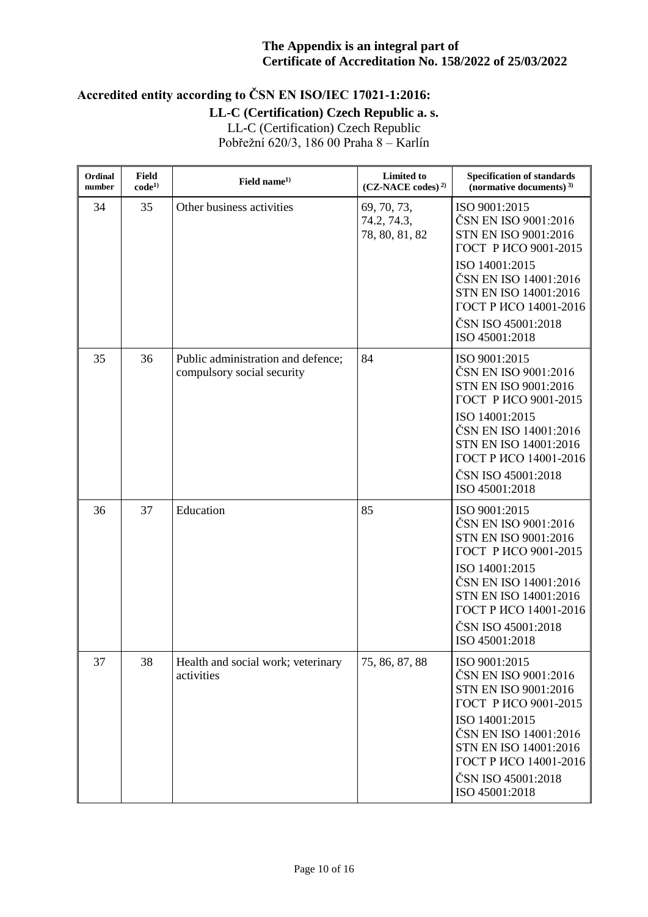**The Appendix is an integral part of Certificate of Accreditation No. 158/2022 of 25/03/2022**

**Accredited entity according to ČSN EN ISO/IEC 17021-1:2016:**

**LL-C (Certification) Czech Republic a. s.**

LL-C (Certification) Czech Republic
Pobřežní 620/3, 186 00 Praha 8 – Karlín

| Ordinal number | Field code[1)] | Field name[1)] | Limited to (CZ-NACE codes)[2)] | Specification of standards (normative documents)[3)] |
|---|---|---|---|---|
| 34 | 35 | Other business activities | 69, 70, 73, 74.2, 74.3, 78, 80, 81, 82 | ISO 9001:2015<br>ČSN EN ISO 9001:2016<br>STN EN ISO 9001:2016<br>ГОСТ Р ИСО 9001-2015<br>ISO 14001:2015<br>ČSN EN ISO 14001:2016<br>STN EN ISO 14001:2016<br>ГОСТ Р ИСО 14001-2016<br>ČSN ISO 45001:2018<br>ISO 45001:2018 |
| 35 | 36 | Public administration and defence; compulsory social security | 84 | ISO 9001:2015<br>ČSN EN ISO 9001:2016<br>STN EN ISO 9001:2016<br>ГОСТ Р ИСО 9001-2015<br>ISO 14001:2015<br>ČSN EN ISO 14001:2016<br>STN EN ISO 14001:2016<br>ГОСТ Р ИСО 14001-2016<br>ČSN ISO 45001:2018<br>ISO 45001:2018 |
| 36 | 37 | Education | 85 | ISO 9001:2015<br>ČSN EN ISO 9001:2016<br>STN EN ISO 9001:2016<br>ГОСТ Р ИСО 9001-2015<br>ISO 14001:2015<br>ČSN EN ISO 14001:2016<br>STN EN ISO 14001:2016<br>ГОСТ Р ИСО 14001-2016<br>ČSN ISO 45001:2018<br>ISO 45001:2018 |
| 37 | 38 | Health and social work; veterinary activities | 75, 86, 87, 88 | ISO 9001:2015<br>ČSN EN ISO 9001:2016<br>STN EN ISO 9001:2016<br>ГОСТ Р ИСО 9001-2015<br>ISO 14001:2015<br>ČSN EN ISO 14001:2016<br>STN EN ISO 14001:2016<br>ГОСТ Р ИСО 14001-2016<br>ČSN ISO 45001:2018<br>ISO 45001:2018 |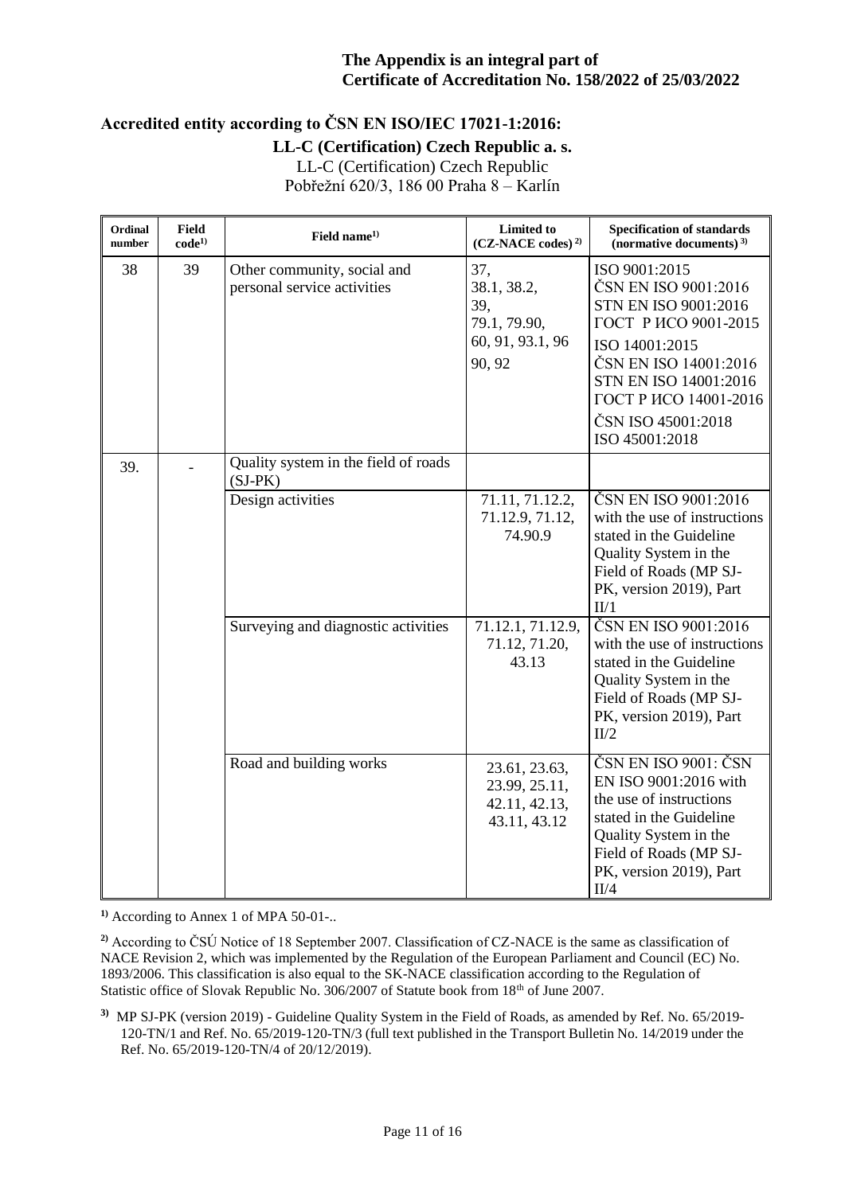**The Appendix is an integral part of Certificate of Accreditation No. 158/2022 of 25/03/2022**

## Accredited entity according to ČSN EN ISO/IEC 17021-1:2016:

**LL-C (Certification) Czech Republic a. s.**

LL-C (Certification) Czech Republic
Pobřežní 620/3, 186 00 Praha 8 – Karlín

| Ordinal number | Field code[1)] | Field name[1)] | Limited to (CZ-NACE codes)[2)] | Specification of standards (normative documents)[3)] |
|---|---|---|---|---|
| 38 | 39 | Other community, social and personal service activities | 37, 38.1, 38.2, 39, 79.1, 79.90, 60, 91, 93.1, 96 90, 92 | ISO 9001:2015 ČSN EN ISO 9001:2016 STN EN ISO 9001:2016 ГОСТ Р ИСО 9001-2015 ISO 14001:2015 ČSN EN ISO 14001:2016 STN EN ISO 14001:2016 ГОСТ Р ИСО 14001-2016 ČSN ISO 45001:2018 ISO 45001:2018 |
| 39. | - | Quality system in the field of roads (SJ-PK) | | |
| | | Design activities | 71.11, 71.12.2, 71.12.9, 71.12, 74.90.9 | ČSN EN ISO 9001:2016 with the use of instructions stated in the Guideline Quality System in the Field of Roads (MP SJ-PK, version 2019), Part II/1 |
| | | Surveying and diagnostic activities | 71.12.1, 71.12.9, 71.12, 71.20, 43.13 | ČSN EN ISO 9001:2016 with the use of instructions stated in the Guideline Quality System in the Field of Roads (MP SJ-PK, version 2019), Part II/2 |
| | | Road and building works | 23.61, 23.63, 23.99, 25.11, 42.11, 42.13, 43.11, 43.12 | ČSN EN ISO 9001: ČSN EN ISO 9001:2016 with the use of instructions stated in the Guideline Quality System in the Field of Roads (MP SJ-PK, version 2019), Part II/4 |

[1)] According to Annex 1 of MPA 50-01-..

[2)] According to ČSÚ Notice of 18 September 2007. Classification of CZ-NACE is the same as classification of NACE Revision 2, which was implemented by the Regulation of the European Parliament and Council (EC) No. 1893/2006. This classification is also equal to the SK-NACE classification according to the Regulation of Statistic office of Slovak Republic No. 306/2007 of Statute book from 18th of June 2007.

[3)] MP SJ-PK (version 2019) - Guideline Quality System in the Field of Roads, as amended by Ref. No. 65/2019-120-TN/1 and Ref. No. 65/2019-120-TN/3 (full text published in the Transport Bulletin No. 14/2019 under the Ref. No. 65/2019-120-TN/4 of 20/12/2019).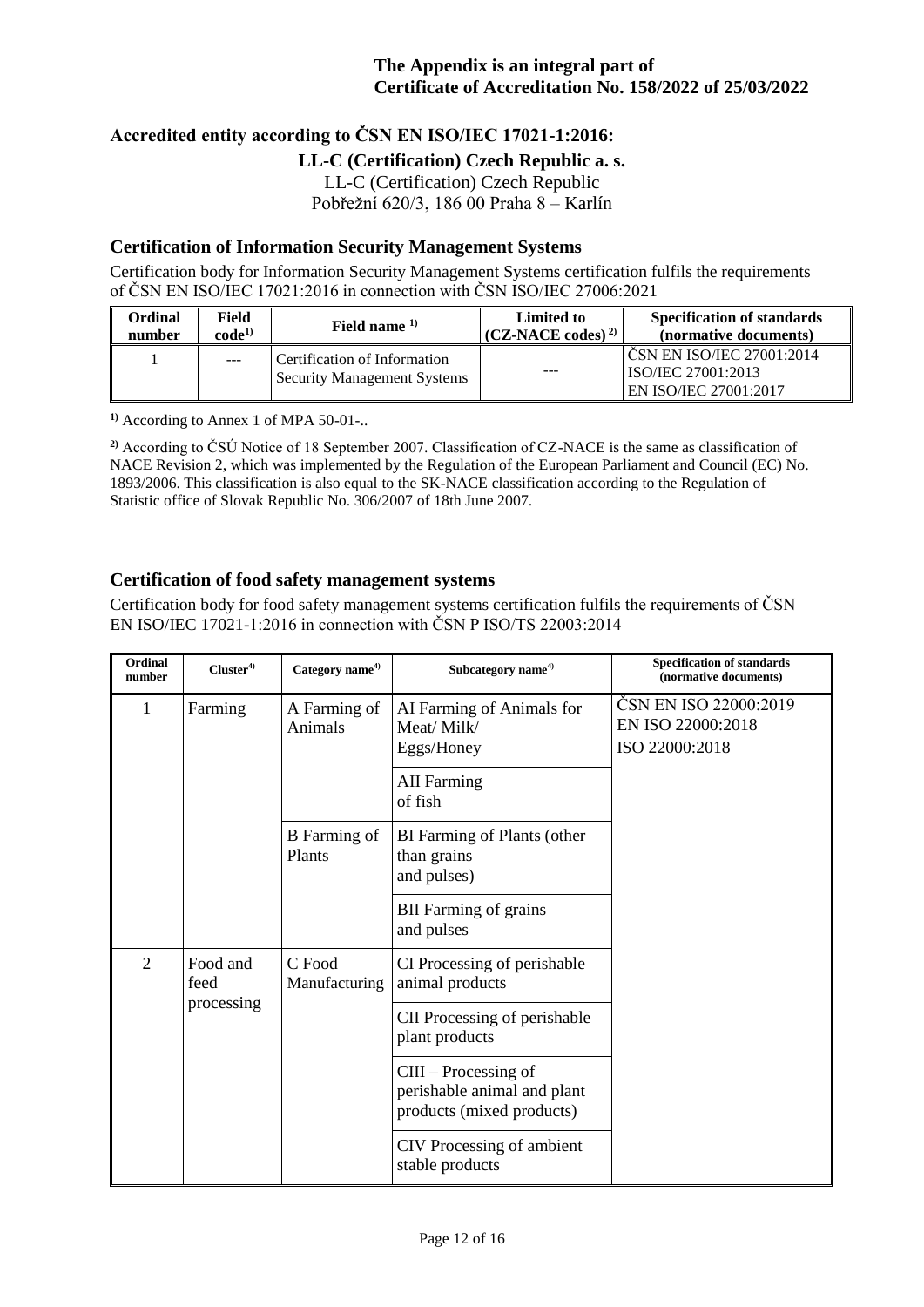**The Appendix is an integral part of Certificate of Accreditation No. 158/2022 of 25/03/2022**

## Accredited entity according to ČSN EN ISO/IEC 17021-1:2016:

**LL-C (Certification) Czech Republic a. s.**

LL-C (Certification) Czech Republic

Pobřežní 620/3, 186 00 Praha 8 – Karlín

### Certification of Information Security Management Systems

Certification body for Information Security Management Systems certification fulfils the requirements of ČSN EN ISO/IEC 17021:2016 in connection with ČSN ISO/IEC 27006:2021

| Ordinal number | Field code[1)] | Field name [1)] | Limited to (CZ-NACE codes) [2)] | Specification of standards (normative documents) |
|---|---|---|---|---|
| 1 | --- | Certification of Information Security Management Systems | --- | ČSN EN ISO/IEC 27001:2014<br>ISO/IEC 27001:2013<br>EN ISO/IEC 27001:2017 |

[1)] According to Annex 1 of MPA 50-01-..

[2)] According to ČSÚ Notice of 18 September 2007. Classification of CZ-NACE is the same as classification of NACE Revision 2, which was implemented by the Regulation of the European Parliament and Council (EC) No. 1893/2006. This classification is also equal to the SK-NACE classification according to the Regulation of Statistic office of Slovak Republic No. 306/2007 of 18th June 2007.

### Certification of food safety management systems

Certification body for food safety management systems certification fulfils the requirements of ČSN EN ISO/IEC 17021-1:2016 in connection with ČSN P ISO/TS 22003:2014

| Ordinal number | Cluster[4)] | Category name[4)] | Subcategory name[4)] | Specification of standards (normative documents) |
|---|---|---|---|---|
| 1 | Farming | A Farming of Animals | AI Farming of Animals for Meat/ Milk/ Eggs/Honey | ČSN EN ISO 22000:2019<br>EN ISO 22000:2018<br>ISO 22000:2018 |
| | | | AII Farming of fish | |
| | | B Farming of Plants | BI Farming of Plants (other than grains and pulses) | |
| | | | BII Farming of grains and pulses | |
| 2 | Food and feed processing | C Food Manufacturing | CI Processing of perishable animal products | |
| | | | CII Processing of perishable plant products | |
| | | | CIII – Processing of perishable animal and plant products (mixed products) | |
| | | | CIV Processing of ambient stable products | |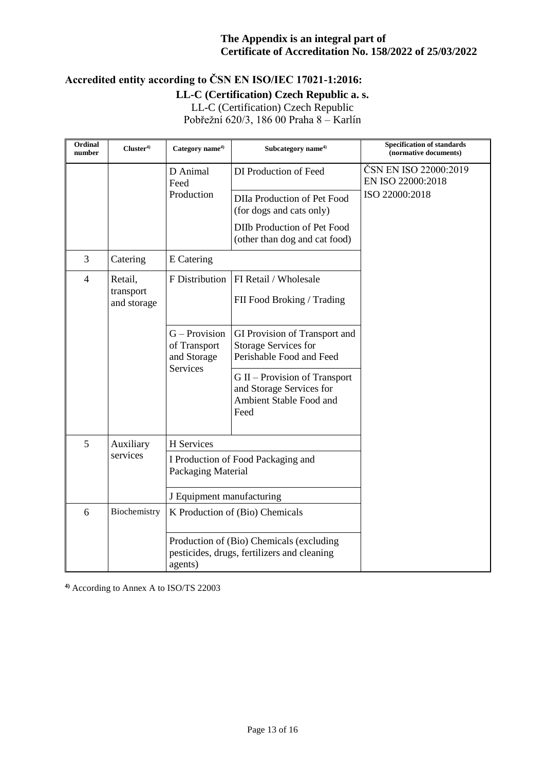**The Appendix is an integral part of**
**Certificate of Accreditation No. 158/2022 of 25/03/2022**

**Accredited entity according to ČSN EN ISO/IEC 17021-1:2016:**

**LL-C (Certification) Czech Republic a. s.**

LL-C (Certification) Czech Republic
Pobřežní 620/3, 186 00 Praha 8 – Karlín

| Ordinal number | Cluster[4)] | Category name[4)] | Subcategory name[4)] | Specification of standards (normative documents) |
|---|---|---|---|---|
| | | D Animal Feed Production | DI Production of Feed | ČSN EN ISO 22000:2019<br>EN ISO 22000:2018<br>ISO 22000:2018 |
| | | | DIIa Production of Pet Food (for dogs and cats only) | |
| | | | DIIb Production of Pet Food (other than dog and cat food) | |
| 3 | Catering | E Catering | | |
| 4 | Retail, transport and storage | F Distribution | FI Retail / Wholesale | |
| | | | FII Food Broking / Trading | |
| | | G – Provision of Transport and Storage Services | GI Provision of Transport and Storage Services for Perishable Food and Feed | |
| | | | G II – Provision of Transport and Storage Services for Ambient Stable Food and Feed | |
| 5 | Auxiliary services | H Services | | |
| | | I Production of Food Packaging and Packaging Material | | |
| | | J Equipment manufacturing | | |
| 6 | Biochemistry | K Production of (Bio) Chemicals | | |
| | | Production of (Bio) Chemicals (excluding pesticides, drugs, fertilizers and cleaning agents) | | |

[4)] According to Annex A to ISO/TS 22003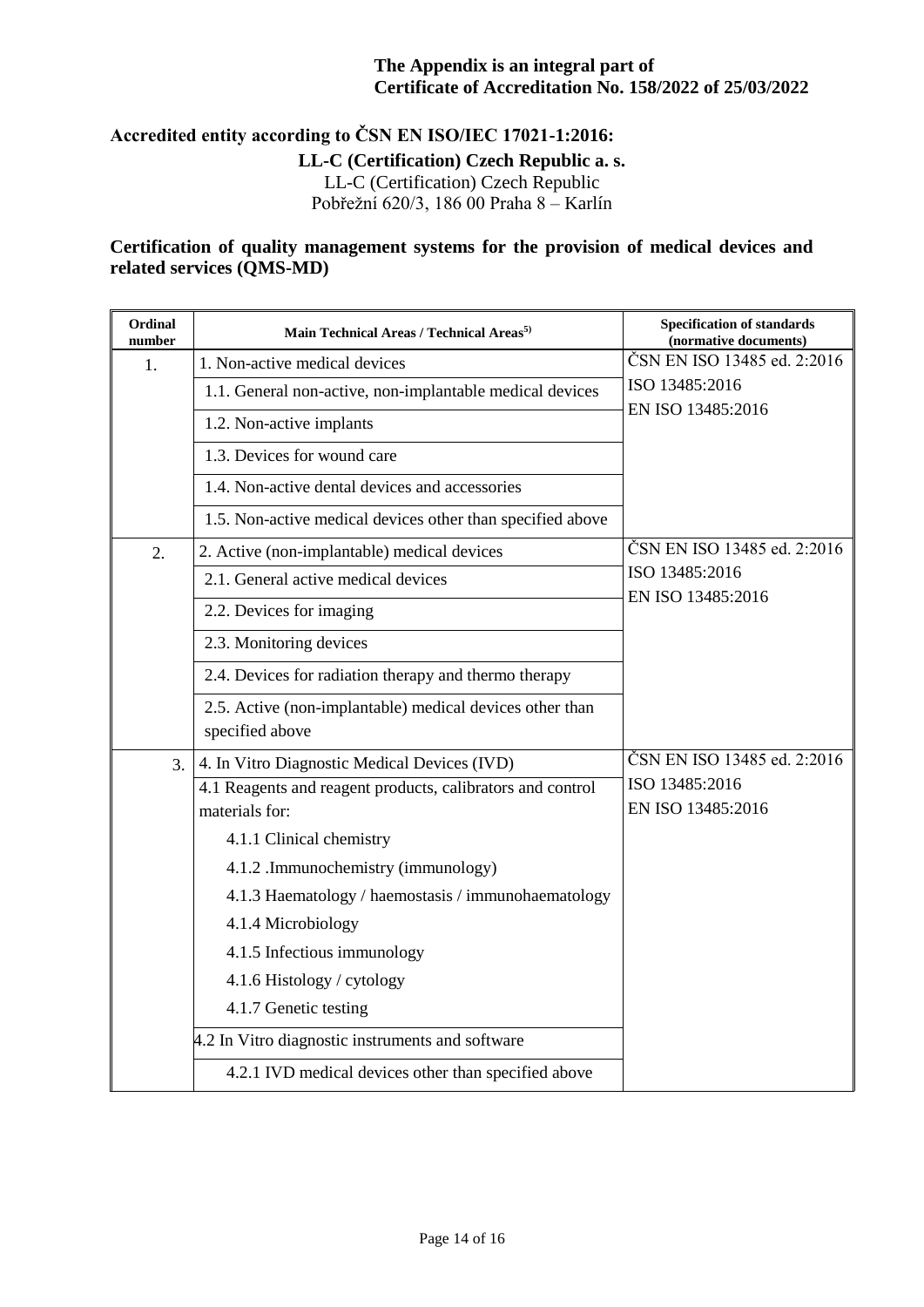**The Appendix is an integral part of**
**Certificate of Accreditation No. 158/2022 of 25/03/2022**

## Accredited entity according to ČSN EN ISO/IEC 17021-1:2016:

**LL-C (Certification) Czech Republic a. s.**

LL-C (Certification) Czech Republic
Pobřežní 620/3, 186 00 Praha 8 – Karlín

### Certification of quality management systems for the provision of medical devices and related services (QMS-MD)

| Ordinal number | Main Technical Areas / Technical Areas[5)] | Specification of standards (normative documents) |
|---|---|---|
| 1. | 1. Non-active medical devices | ČSN EN ISO 13485 ed. 2:2016<br>ISO 13485:2016<br>EN ISO 13485:2016 |
| | 1.1. General non-active, non-implantable medical devices | |
| | 1.2. Non-active implants | |
| | 1.3. Devices for wound care | |
| | 1.4. Non-active dental devices and accessories | |
| | 1.5. Non-active medical devices other than specified above | |
| 2. | 2. Active (non-implantable) medical devices | ČSN EN ISO 13485 ed. 2:2016<br>ISO 13485:2016<br>EN ISO 13485:2016 |
| | 2.1. General active medical devices | |
| | 2.2. Devices for imaging | |
| | 2.3. Monitoring devices | |
| | 2.4. Devices for radiation therapy and thermo therapy | |
| | 2.5. Active (non-implantable) medical devices other than specified above | |
| 3. | 4. In Vitro Diagnostic Medical Devices (IVD) | ČSN EN ISO 13485 ed. 2:2016<br>ISO 13485:2016<br>EN ISO 13485:2016 |
| | 4.1 Reagents and reagent products, calibrators and control materials for:<br>4.1.1 Clinical chemistry<br>4.1.2 .Immunochemistry (immunology)<br>4.1.3 Haematology / haemostasis / immunohaematology<br>4.1.4 Microbiology<br>4.1.5 Infectious immunology<br>4.1.6 Histology / cytology<br>4.1.7 Genetic testing | |
| | 4.2 In Vitro diagnostic instruments and software | |
| | 4.2.1 IVD medical devices other than specified above | |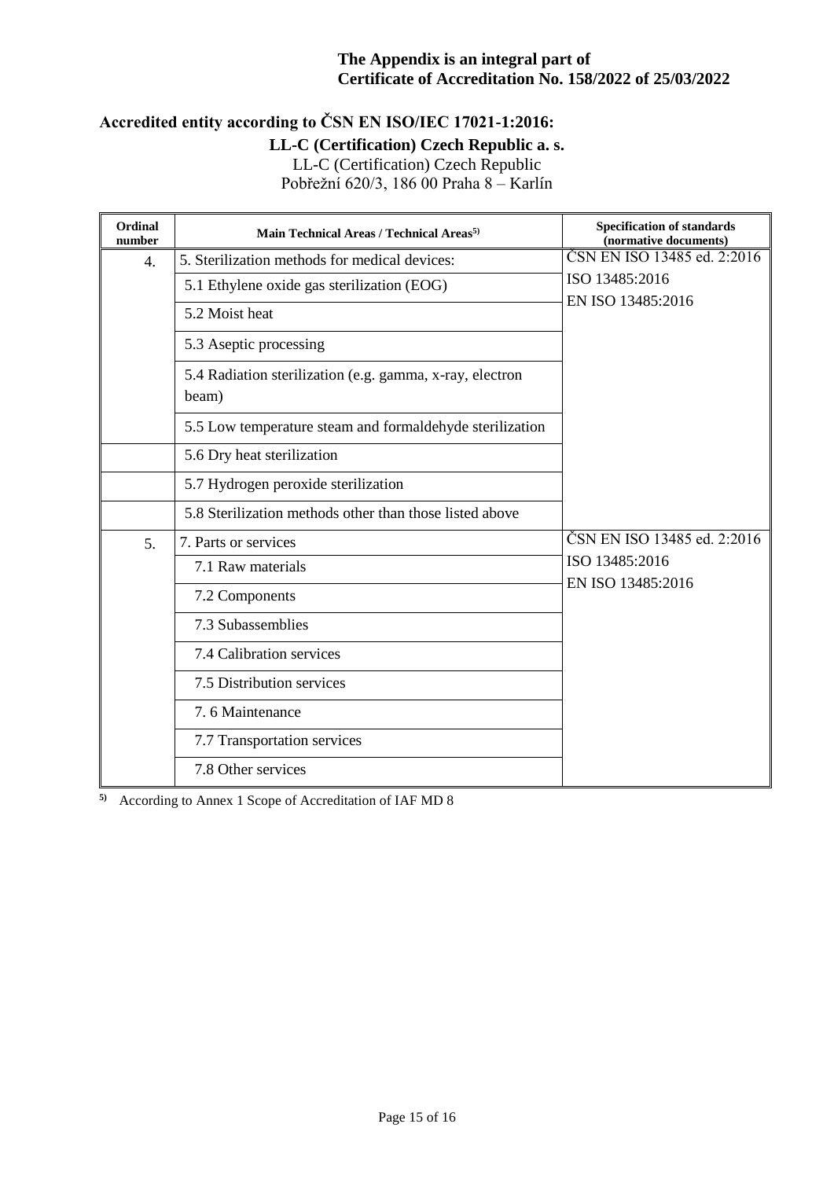**The Appendix is an integral part of Certificate of Accreditation No. 158/2022 of 25/03/2022**

**Accredited entity according to ČSN EN ISO/IEC 17021-1:2016:**

**LL-C (Certification) Czech Republic a. s.**

LL-C (Certification) Czech Republic
Pobřežní 620/3, 186 00 Praha 8 – Karlín

| Ordinal number | Main Technical Areas / Technical Areas[5)] | Specification of standards (normative documents) |
| --- | --- | --- |
| 4. | 5. Sterilization methods for medical devices: | ČSN EN ISO 13485 ed. 2:2016<br>ISO 13485:2016<br>EN ISO 13485:2016 |
| | 5.1 Ethylene oxide gas sterilization (EOG) | |
| | 5.2 Moist heat | |
| | 5.3 Aseptic processing | |
| | 5.4 Radiation sterilization (e.g. gamma, x-ray, electron beam) | |
| | 5.5 Low temperature steam and formaldehyde sterilization | |
| | 5.6 Dry heat sterilization | |
| | 5.7 Hydrogen peroxide sterilization | |
| | 5.8 Sterilization methods other than those listed above | |
| 5. | 7. Parts or services | ČSN EN ISO 13485 ed. 2:2016<br>ISO 13485:2016<br>EN ISO 13485:2016 |
| | 7.1 Raw materials | |
| | 7.2 Components | |
| | 7.3 Subassemblies | |
| | 7.4 Calibration services | |
| | 7.5 Distribution services | |
| | 7. 6 Maintenance | |
| | 7.7 Transportation services | |
| | 7.8 Other services | |

[5)] According to Annex 1 Scope of Accreditation of IAF MD 8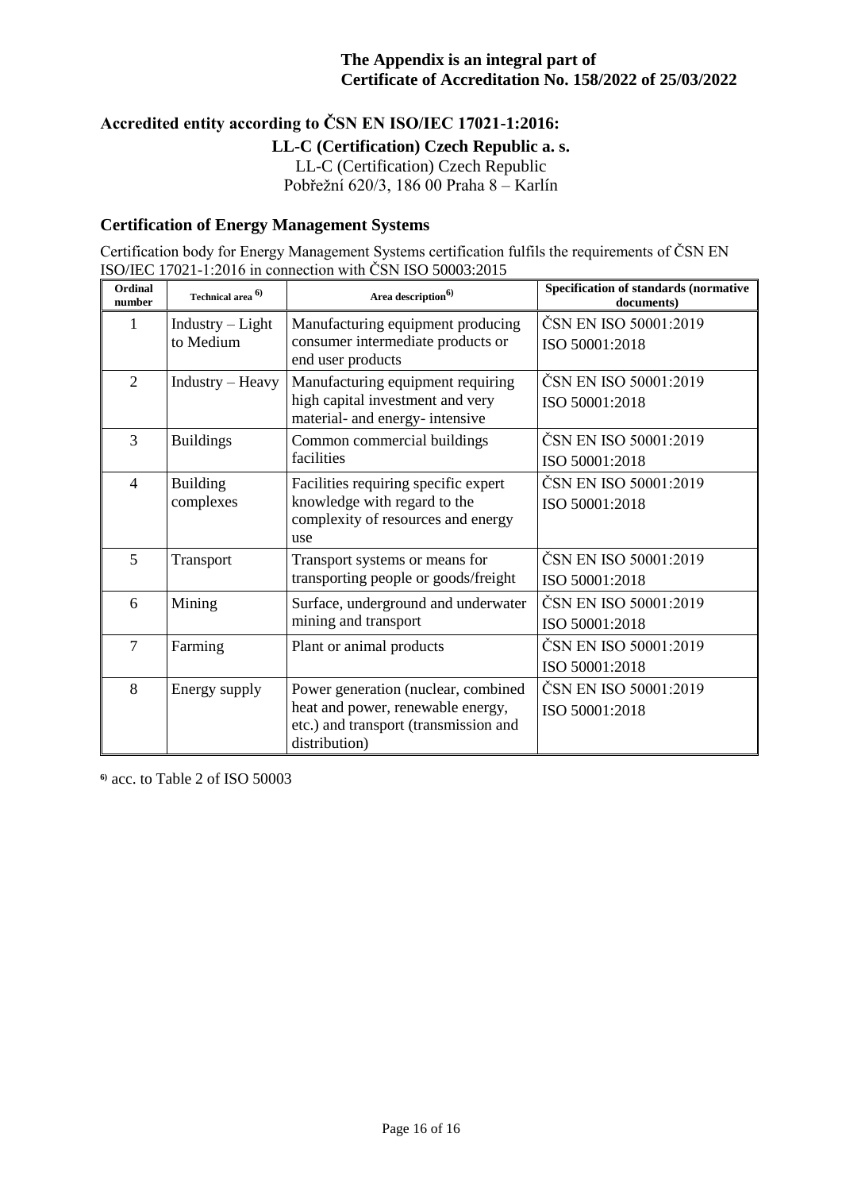**The Appendix is an integral part of Certificate of Accreditation No. 158/2022 of 25/03/2022**

## Accredited entity according to ČSN EN ISO/IEC 17021-1:2016:

**LL-C (Certification) Czech Republic a. s.**
LL-C (Certification) Czech Republic
Pobřežní 620/3, 186 00 Praha 8 – Karlín

### Certification of Energy Management Systems

Certification body for Energy Management Systems certification fulfils the requirements of ČSN EN ISO/IEC 17021-1:2016 in connection with ČSN ISO 50003:2015

| Ordinal number | Technical area [6)] | Area description[6)] | Specification of standards (normative documents) |
|---|---|---|---|
| 1 | Industry – Light to Medium | Manufacturing equipment producing consumer intermediate products or end user products | ČSN EN ISO 50001:2019<br>ISO 50001:2018 |
| 2 | Industry – Heavy | Manufacturing equipment requiring high capital investment and very material- and energy- intensive | ČSN EN ISO 50001:2019<br>ISO 50001:2018 |
| 3 | Buildings | Common commercial buildings facilities | ČSN EN ISO 50001:2019<br>ISO 50001:2018 |
| 4 | Building complexes | Facilities requiring specific expert knowledge with regard to the complexity of resources and energy use | ČSN EN ISO 50001:2019<br>ISO 50001:2018 |
| 5 | Transport | Transport systems or means for transporting people or goods/freight | ČSN EN ISO 50001:2019<br>ISO 50001:2018 |
| 6 | Mining | Surface, underground and underwater mining and transport | ČSN EN ISO 50001:2019<br>ISO 50001:2018 |
| 7 | Farming | Plant or animal products | ČSN EN ISO 50001:2019<br>ISO 50001:2018 |
| 8 | Energy supply | Power generation (nuclear, combined heat and power, renewable energy, etc.) and transport (transmission and distribution) | ČSN EN ISO 50001:2019<br>ISO 50001:2018 |

[6)] acc. to Table 2 of ISO 50003